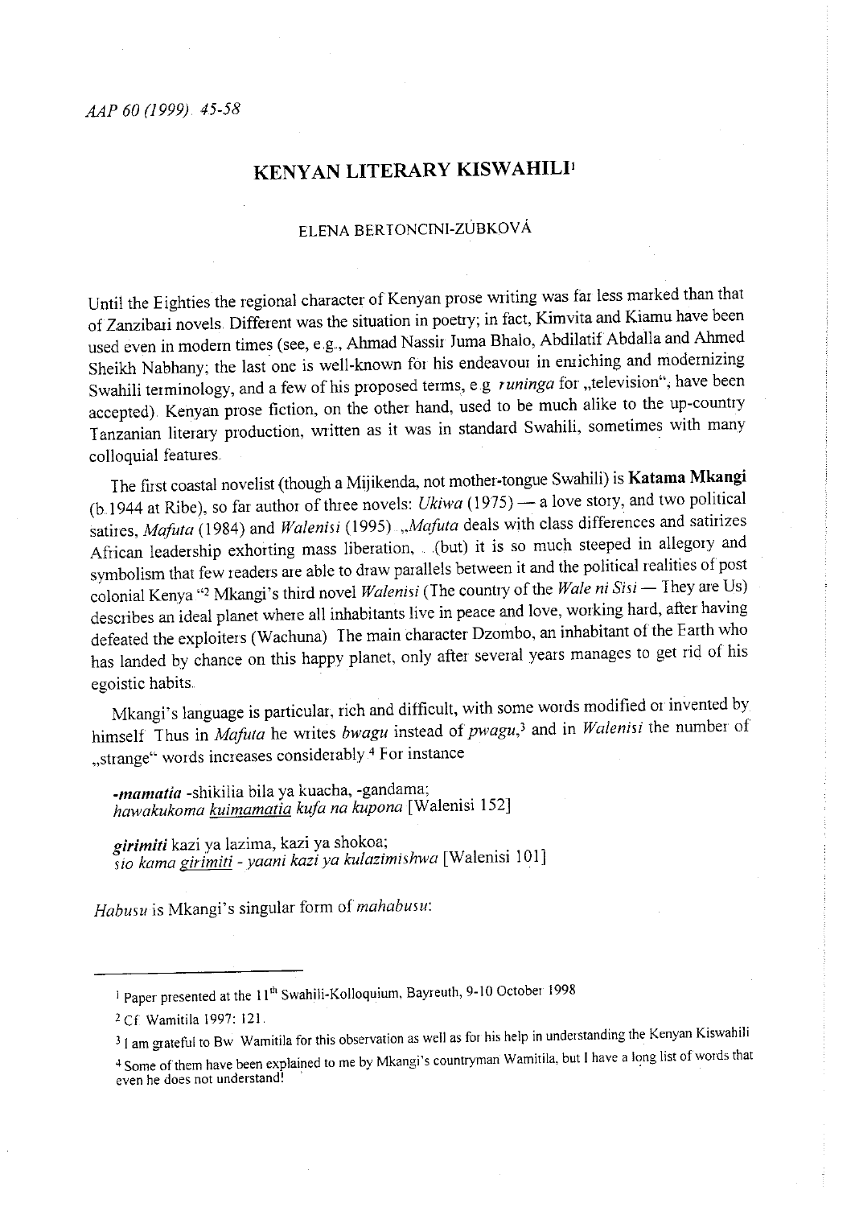# KENYAN LITERARY KISWAHILI[1]

ELENA BERTONCINI-ZÚBKOVÁ

Until the Eighties the regional character of Kenyan prose writing was far less marked than that of Zanzibari novels. Different was the situation in poetry; in fact, Kimvita and Kiamu have been used even in modern times (see, e.g., Ahmad Nassir Juma Bhalo, Abdilatif Abdalla and Ahmed Sheikh Nabhany; the last one is well-known for his endeavour in enriching and modernizing Swahili terminology, and a few of his proposed terms, e.g. *runinga* for „television", have been accepted). Kenyan prose fiction, on the other hand, used to be much alike to the up-country Tanzanian literary production, written as it was in standard Swahili, sometimes with many colloquial features.

The first coastal novelist (though a Mijikenda, not mother-tongue Swahili) is **Katama Mkangi** (b.1944 at Ribe), so far author of three novels: *Ukiwa* (1975) — a love story, and two political satires, *Mafuta* (1984) and *Walenisi* (1995). „*Mafuta* deals with class differences and satirizes African leadership exhorting mass liberation, ...(but) it is so much steeped in allegory and symbolism that few readers are able to draw parallels between it and the political realities of post colonial Kenya."[2] Mkangi's third novel *Walenisi* (The country of the *Wale ni Sisi* — They are Us) describes an ideal planet where all inhabitants live in peace and love, working hard, after having defeated the exploiters (Wachuna). The main character Dzombo, an inhabitant of the Earth who has landed by chance on this happy planet, only after several years manages to get rid of his egoistic habits.

Mkangi's language is particular, rich and difficult, with some words modified or invented by himself. Thus in *Mafuta* he writes *bwagu* instead of *pwagu*,[3] and in *Walenisi* the number of „strange" words increases considerably.[4] For instance

***-mamatia*** -shikilia bila ya kuacha, -gandama;
*hawakukoma kuimamatia kufa na kupona* [Walenisi 152]

***girimiti*** kazi ya lazima, kazi ya shokoa;
*sio kama girimiti - yaani kazi ya kulazimishwa* [Walenisi 101]

*Habusu* is Mkangi's singular form of *mahabusu*:

---

[1] Paper presented at the 11th Swahili-Kolloquium, Bayreuth, 9-10 October 1998

[2] Cf. Wamitila 1997: 121.

[3] I am grateful to Bw. Wamitila for this observation as well as for his help in understanding the Kenyan Kiswahili

[4] Some of them have been explained to me by Mkangi's countryman Wamitila, but I have a long list of words that even he does not understand!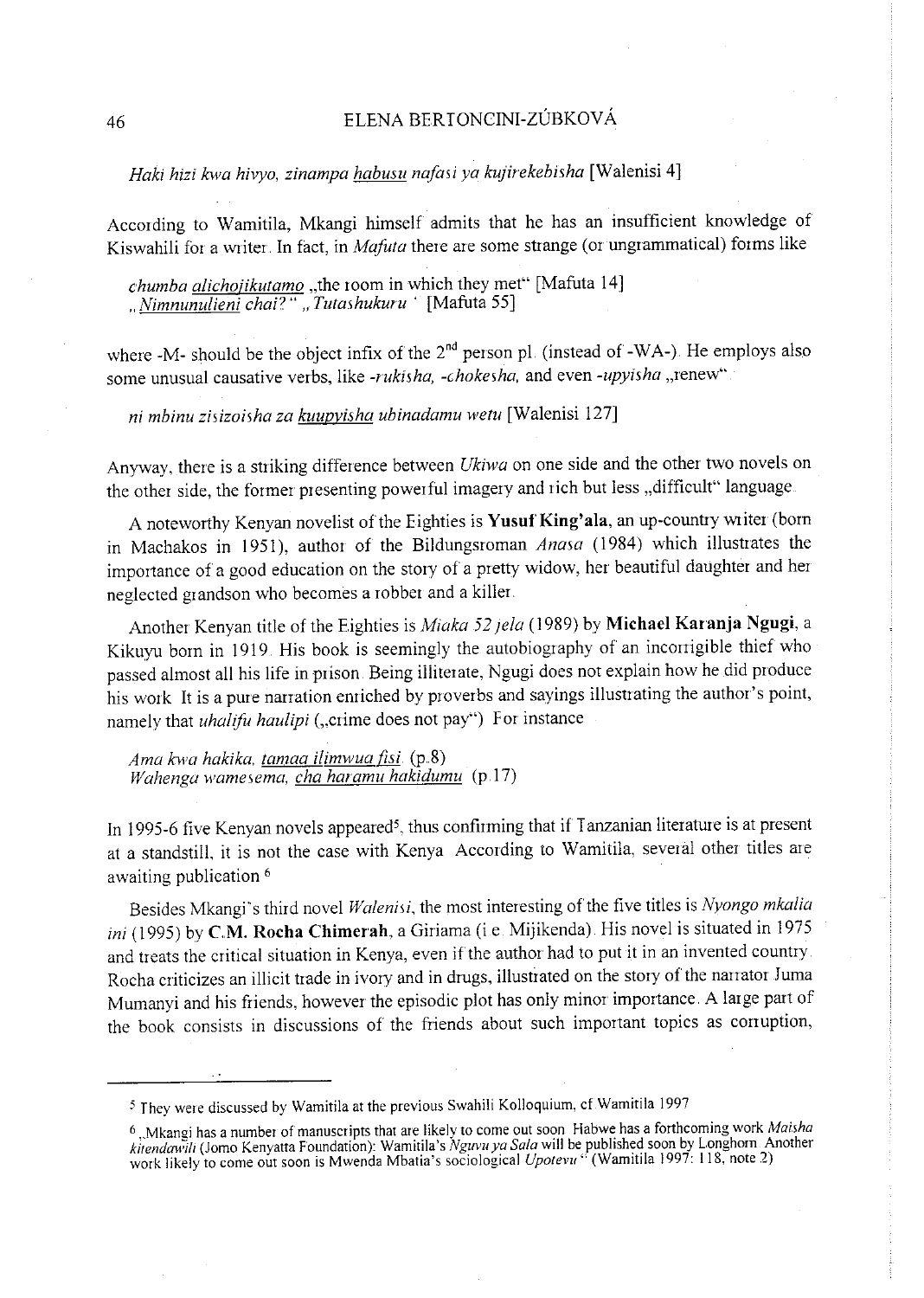*Haki hizi kwa hivyo, zinampa habusu nafasi ya kujirekebisha* [Walenisi 4]

According to Wamitila, Mkangi himself admits that he has an insufficient knowledge of Kiswahili for a writer. In fact, in *Mafuta* there are some strange (or ungrammatical) forms like

*chumba alichojikutamo* „the room in which they met" [Mafuta 14]
*„Nimnunulieni chai?" „Tutashukuru* ' [Mafuta 55]

where -M- should be the object infix of the 2nd person pl. (instead of -WA-). He employs also some unusual causative verbs, like *-rukisha, -chokesha,* and even *-upyisha* „renew"

*ni mbinu zisizoisha za kuupyisha ubinadamu wetu* [Walenisi 127]

Anyway, there is a striking difference between *Ukiwa* on one side and the other two novels on the other side, the former presenting powerful imagery and rich but less „difficult" language.

A noteworthy Kenyan novelist of the Eighties is **Yusuf King'ala**, an up-country writer (born in Machakos in 1951), author of the Bildungsroman *Anasa* (1984) which illustrates the importance of a good education on the story of a pretty widow, her beautiful daughter and her neglected grandson who becomes a robber and a killer.

Another Kenyan title of the Eighties is *Miaka 52 jela* (1989) by **Michael Karanja Ngugi**, a Kikuyu born in 1919. His book is seemingly the autobiography of an incorrigible thief who passed almost all his life in prison. Being illiterate, Ngugi does not explain how he did produce his work. It is a pure narration enriched by proverbs and sayings illustrating the author's point, namely that *uhalifu haulipi* („crime does not pay"). For instance

*Ama kwa hakika, tamaa ilimwua fisi.* (p.8)
*Wahenga wamesema, cha haramu hakidumu* (p.17)

In 1995-6 five Kenyan novels appeared[5], thus confirming that if Tanzanian literature is at present at a standstill, it is not the case with Kenya. According to Wamitila, several other titles are awaiting publication.[6]

Besides Mkangi's third novel *Walenisi*, the most interesting of the five titles is *Nyongo mkalia ini* (1995) by **C.M. Rocha Chimerah**, a Giriama (i.e. Mijikenda). His novel is situated in 1975 and treats the critical situation in Kenya, even if the author had to put it in an invented country. Rocha criticizes an illicit trade in ivory and in drugs, illustrated on the story of the narrator Juma Mumanyi and his friends, however the episodic plot has only minor importance. A large part of the book consists in discussions of the friends about such important topics as corruption,

---

[5] They were discussed by Wamitila at the previous Swahili Kolloquium, cf.Wamitila 1997

[6] „Mkangi has a number of manuscripts that are likely to come out soon. Habwe has a forthcoming work *Maisha kitendawili* (Jomo Kenyatta Foundation): Wamitila's *Nguvu ya Sala* will be published soon by Longhorn. Another work likely to come out soon is Mwenda Mbatia's sociological *Upotevu*." (Wamitila 1997: 118, note 2)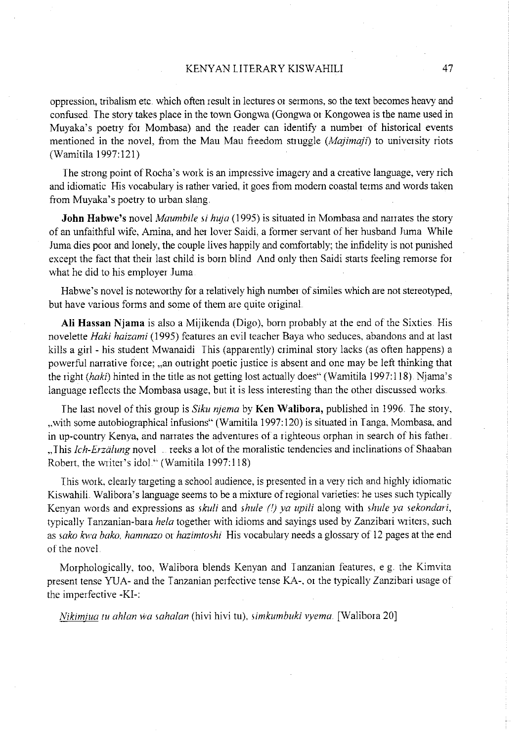oppression, tribalism etc. which often result in lectures or sermons, so the text becomes heavy and confused. The story takes place in the town Gongwa (Gongwa or Kongowea is the name used in Muyaka's poetry for Mombasa) and the reader can identify a number of historical events mentioned in the novel, from the Mau Mau freedom struggle (*Majimaji*) to university riots (Wamitila 1997:121)

The strong point of Rocha's work is an impressive imagery and a creative language, very rich and idiomatic. His vocabulary is rather varied, it goes from modern coastal terms and words taken from Muyaka's poetry to urban slang.

**John Habwe's** novel *Maumbile si huja* (1995) is situated in Mombasa and narrates the story of an unfaithful wife, Amina, and her lover Saidi, a former servant of her husband Juma. While Juma dies poor and lonely, the couple lives happily and comfortably; the infidelity is not punished except the fact that their last child is born blind. And only then Saidi starts feeling remorse for what he did to his employer Juma.

Habwe's novel is noteworthy for a relatively high number of similes which are not stereotyped, but have various forms and some of them are quite original.

**Ali Hassan Njama** is also a Mijikenda (Digo), born probably at the end of the Sixties. His novelette *Haki haizami* (1995) features an evil teacher Baya who seduces, abandons and at last kills a girl - his student Mwanaidi. This (apparently) criminal story lacks (as often happens) a powerful narrative force; „an outright poetic justice is absent and one may be left thinking that the right (*haki*) hinted in the title as not getting lost actually does" (Wamitila 1997:118). Njama's language reflects the Mombasa usage, but it is less interesting than the other discussed works.

The last novel of this group is *Siku njema* by **Ken Walibora,** published in 1996. The story, „with some autobiographical infusions" (Wamitila 1997:120) is situated in Tanga, Mombasa, and in up-country Kenya, and narrates the adventures of a righteous orphan in search of his father. „This *Ich-Erzälung* novel ... reeks a lot of the moralistic tendencies and inclinations of Shaaban Robert, the writer's idol." (Wamitila 1997:118)

This work, clearly targeting a school audience, is presented in a very rich and highly idiomatic Kiswahili. Walibora's language seems to be a mixture of regional varieties: he uses such typically Kenyan words and expressions as *skuli* and *shule (!) ya upili* along with *shule ya sekondari*, typically Tanzanian-bara *hela* together with idioms and sayings used by Zanzibari writers, such as *sako kwa bako, hamnazo* or *hazimtoshi*. His vocabulary needs a glossary of 12 pages at the end of the novel.

Morphologically, too, Walibora blends Kenyan and Tanzanian features, e.g. the Kimvita present tense YUA- and the Tanzanian perfective tense KA-, or the typically Zanzibari usage of the imperfective -KI-:

*Nikimjua tu ahlan wa sahalan* (hivi hivi tu), *simkumbuki vyema.* [Walibora 20]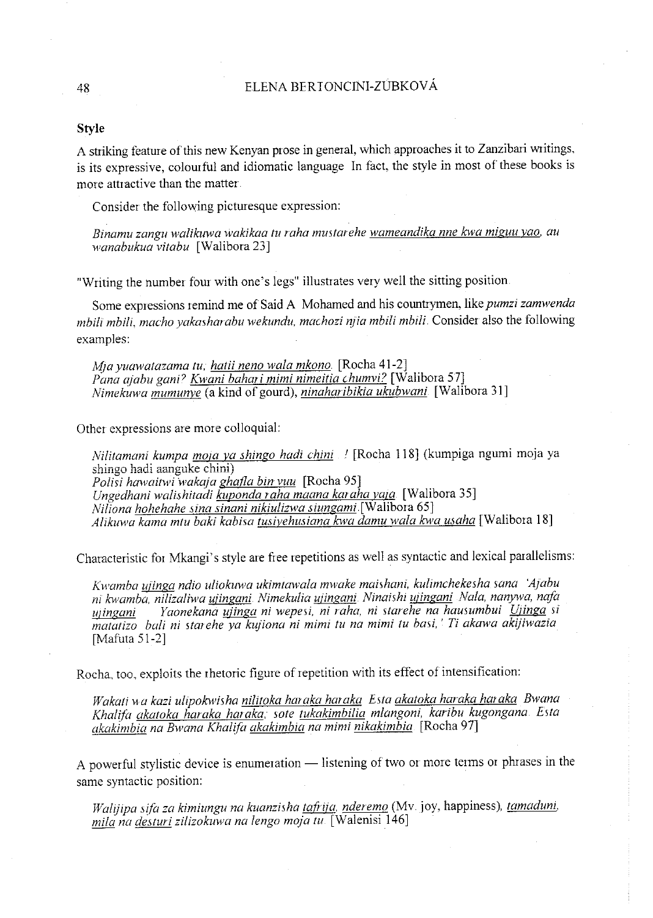## Style

A striking feature of this new Kenyan prose in general, which approaches it to Zanzibari writings, is its expressive, colourful and idiomatic language In fact, the style in most of these books is more attractive than the matter.

Consider the following picturesque expression:

> *Binamu zangu walikuwa wakikaa tu raha mustarehe <u>wameandika nne kwa miguu yao</u>, au wanabukua vitabu* [Walibora 23]

"Writing the number four with one's legs" illustrates very well the sitting position.

Some expressions remind me of Said A Mohamed and his countrymen, like *pumzi zamwenda mbili mbili, macho yakasharabu wekundu, machozi njia mbili mbili.* Consider also the following examples:

> *Mja yuawatazama tu, <u>hatii neno wala mkono</u>.* [Rocha 41-2]
> *Pana ajabu gani? <u>Kwani bahari mimi nimeitia chumvi?</u>* [Walibora 57]
> *Nimekuwa <u>mumunye</u>* (a kind of gourd), *<u>ninaharibikia ukubwani</u>* [Walibora 31]

Other expressions are more colloquial:

> *Nilitamani kumpa <u>moja ya shingo hadi chini</u> !* [Rocha 118] (kumpiga ngumi moja ya shingo hadi aanguke chini)
> *Polisi hawaitwi wakaja <u>ghafla bin vuu</u>* [Rocha 95]
> *Ungedhani walishitadi <u>kuponda raha maana karaha yaja</u>* [Walibora 35]
> *Niliona <u>hohehahe sina sinani nikiulizwa siungami</u>.* [Walibora 65]
> *Alikuwa kama mtu baki kabisa <u>tusiyehusiana kwa damu wala kwa usaha</u>* [Walibora 18]

Characteristic for Mkangi's style are free repetitions as well as syntactic and lexical parallelisms:

> *Kwamba <u>ujinga</u> ndio uliokuwa ukimtawala mwake maishani, kulimchekesha sana 'Ajabu ni kwamba, nilizaliwa <u>ujingani</u>. Nimekulia <u>ujingani</u>. Ninaishi <u>ujingani</u>. Nala, nanywa, nafa <u>ujingani</u>. Yaonekana <u>ujinga</u> ni wepesi, ni raha, ni starehe na hausumbui. <u>Ujinga</u> si matatizo bali ni starehe ya kujiona ni mimi tu na mimi tu basi,' Ti akawa akijiwazia.* [Mafuta 51-2]

Rocha, too, exploits the rhetoric figure of repetition with its effect of intensification:

> *Wakati wa kazi ulipokwisha <u>nilitoka haraka haraka</u>. Esta <u>akatoka haraka haraka</u>. Bwana Khalifa <u>akatoka haraka haraka</u>; sote <u>tukakimbilia</u> mlangoni, karibu kugongana. Esta <u>akakimbia</u> na Bwana Khalifa <u>akakimbia</u> na mimi <u>nikakimbia</u>* [Rocha 97]

A powerful stylistic device is enumeration — listening of two or more terms or phrases in the same syntactic position:

> *Walijipa sifa za kimiungu na kuanzisha <u>tafrija</u>, <u>nderemo</u>* (Mv. joy, happiness), *<u>tamaduni</u>, <u>mila</u> na <u>desturi</u> zilizokuwa na lengo moja tu.* [Walenisi 146]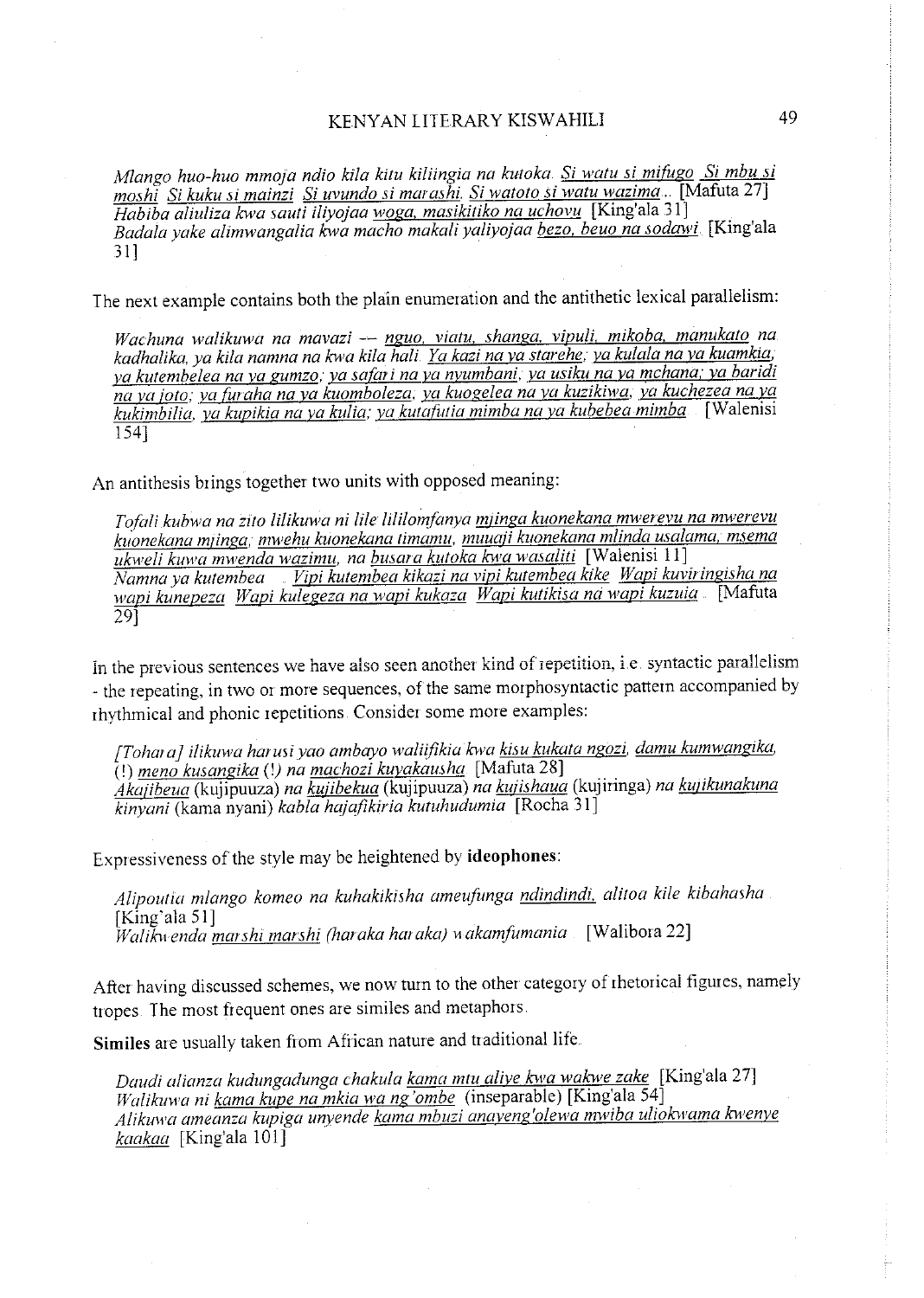*Mlango huo-huo mmoja ndio kila kitu kiliingia na kutoka. Si watu si mifugo. Si mbu si moshi. Si kuku si mainzi. Si uvundo si marashi. Si watoto si watu wazima*.. [Mafuta 27]
*Habiba aliuliza kwa sauti iliyojaa woga, masikitiko na uchovu.* [King'ala 31]
*Badala yake alimwangalia kwa macho makali yaliyojaa bezo, beuo na sodawi.* [King'ala 31]

The next example contains both the plain enumeration and the antithetic lexical parallelism:

*Wachuna walikuwa na mavazi — nguo, viatu, shanga, vipuli, mikoba, manukato na kadhalika, ya kila namna na kwa kila hali. Ya kazi na ya starehe; ya kulala na ya kuamkia, ya kutembelea na ya gumzo; ya safari na ya nyumbani; ya usiku na ya mchana; ya baridi na ya joto; ya furaha na ya kuomboleza; ya kuogelea na ya kuzikiwa; ya kuchezea na ya kukimbilia; ya kupikia na ya kulia; ya kutafutia mimba na ya kubebea mimba.* [Walenisi 154]

An antithesis brings together two units with opposed meaning:

*Tofali kubwa na zito lilikuwa ni lile lililomfanya mjinga kuonekana mwerevu na mwerevu kuonekana mjinga; mwehu kuonekana timamu, muuaji kuonekana mlinda usalama, msema ukweli kuwa mwenda wazimu, na busara kutoka kwa wasaliti.* [Walenisi 11]
*Namna ya kutembea... Vipi kutembea kikazi na vipi kutembea kike. Wapi kuviringisha na wapi kunepeza. Wapi kulegeza na wapi kukaza. Wapi kutikisa na wapi kuzuia.* [Mafuta 29]

In the previous sentences we have also seen another kind of repetition, i.e. syntactic parallelism - the repeating, in two or more sequences, of the same morphosyntactic pattern accompanied by rhythmical and phonic repetitions. Consider some more examples:

*[Tohara] ilikuwa harusi yao ambayo waliifikia kwa kisu kukata ngozi, damu kumwangika, (!) meno kusangika (!) na machozi kuyakausha.* [Mafuta 28]
*Akajibeua* (kujipuuza) *na kujibekua* (kujipuuza) *na kujishaua* (kujiringa) *na kujikunakuna kinyani* (kama nyani) *kabla hajafikiria kutuhudumia.* [Rocha 31]

Expressiveness of the style may be heightened by **ideophones**:

*Alipoutia mlango komeo na kuhakikisha ameufunga ndindindi, alitoa kile kibahasha.* [King'ala 51]
*Walikwenda marshi marshi (haraka haraka) wakamfumania.* [Walibora 22]

After having discussed schemes, we now turn to the other category of rhetorical figures, namely tropes. The most frequent ones are similes and metaphors.

**Similes** are usually taken from African nature and traditional life.

*Daudi alianza kudungadunga chakula kama mtu aliye kwa wakwe zake.* [King'ala 27]
*Walikuwa ni kama kupe na mkia wa ng'ombe* (inseparable) [King'ala 54]
*Alikuwa ameanza kupiga unyende kama mbuzi anayeng'olewa mwiba uliokwama kwenye kaakaa.* [King'ala 101]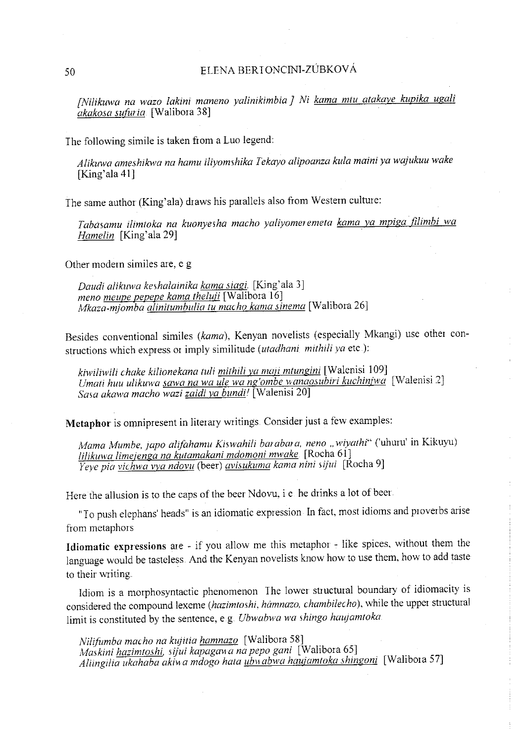*[Nilikuwa na wazo lakini maneno yalinikimbia.] Ni kama mtu atakaye kupika ugali akakosa sufuria* [Walibora 38]

The following simile is taken from a Luo legend:

*Alikuwa ameshikwa na hamu iliyomshika Tekayo alipoanza kula maini ya wajukuu wake* [King'ala 41]

The same author (King'ala) draws his parallels also from Western culture:

*Tabasamu ilimtoka na kuonyesha macho yaliyomeremeta kama ya mpiga filimbi wa Hamelin* [King'ala 29]

Other modern similes are, e.g.

*Daudi alikuwa keshalainika kama siagi.* [King'ala 3]
*meno meupe pepepe kama theluji* [Walibora 16]
*Mkaza-mjomba alinitumbulia tu macho kama sinema* [Walibora 26]

Besides conventional similes (*kama*), Kenyan novelists (especially Mkangi) use other constructions which express or imply similitude (*utadhani, mithili ya* etc.):

*kiwiliwili chake kilionekana tuli mithili ya maji mtungini* [Walenisi 109]
*Umati huu ulikuwa sawa na wa ule wa ng'ombe wanaosubiri kuchinjwa* [Walenisi 2]
*Sasa akawa macho wazi zaidi ya bundi!* [Walenisi 20]

**Metaphor** is omnipresent in literary writings. Consider just a few examples:

*Mama Mumbe, japo alifahamu Kiswahili barabara, neno „wiyathi"* ('uhuru' in Kikuyu) *lilikuwa limejenga na kutamakani mdomoni mwake.* [Rocha 61]
*Yeye pia vichwa vya ndovu* (beer) *avisukuma kama nini sijui.* [Rocha 9]

Here the allusion is to the caps of the beer Ndovu, i.e. he drinks a lot of beer.

"To push elephans' heads" is an idiomatic expression. In fact, most idioms and proverbs arise from metaphors.

**Idiomatic expressions** are - if you allow me this metaphor - like spices, without them the language would be tasteless. And the Kenyan novelists know how to use them, how to add taste to their writing.

Idiom is a morphosyntactic phenomenon. The lower structural boundary of idiomacity is considered the compound lexeme (*hazimtoshi, hámnazo, chambilecho*), while the upper structural limit is constituted by the sentence, e.g. *Ubwabwa wa shingo haujamtoka.*

*Nilifumba macho na kujitia hamnazo.* [Walibora 58]
*Maskini hazimtoshi, sijui kapagawa na pepo gani.* [Walibora 65]
*Aliingilia ukahaba akiwa mdogo hata ubwabwa haujamtoka shingoni.* [Walibora 57]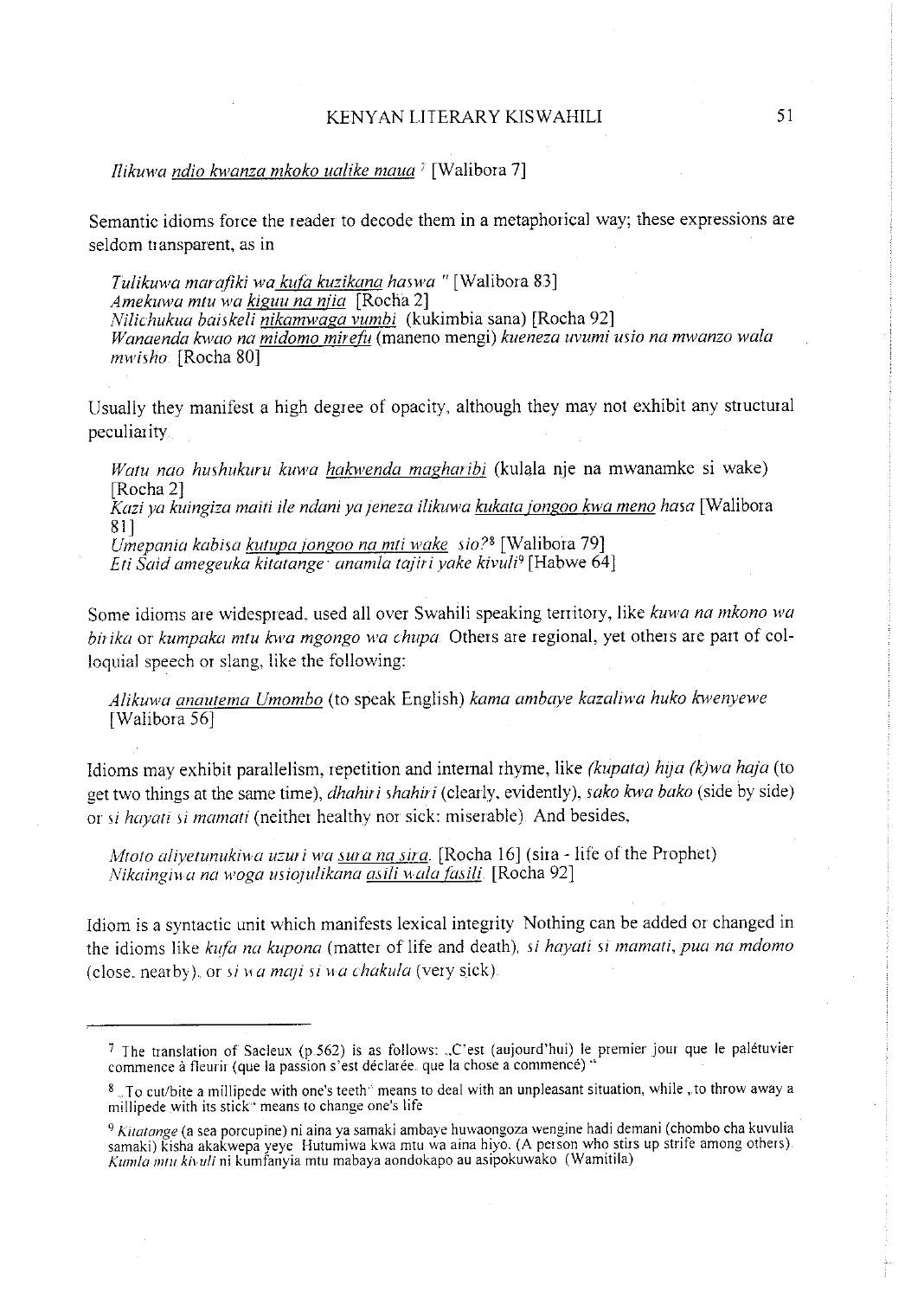*Ilikuwa ndio kwanza mkoko ualike maua* [7] [Walibora 7]

Semantic idioms force the reader to decode them in a metaphorical way; these expressions are seldom transparent, as in

> *Tulikuwa marafiki wa kufa kuzikana haswa* " [Walibora 83]
> *Amekuwa mtu wa kiguu na njia* [Rocha 2]
> *Nilichukua baiskeli nikamwaga vumbi* (kukimbia sana) [Rocha 92]
> *Wanaenda kwao na midomo mirefu* (maneno mengi) *kueneza uvumi usio na mwanzo wala mwisho* [Rocha 80]

Usually they manifest a high degree of opacity, although they may not exhibit any structural peculiarity.

> *Watu nao hushukuru kuwa hakwenda magharibi* (kulala nje na mwanamke si wake) [Rocha 2]
> *Kazi ya kuingiza maiti ile ndani ya jeneza ilikuwa kukata jongoo kwa meno hasa* [Walibora 81]
> *Umepania kabisa kutupa jongoo na mti wake sio?* [8] [Walibora 79]
> *Eti Said amegeuka kitatange: anamla tajiri yake kivuli* [9] [Habwe 64]

Some idioms are widespread, used all over Swahili speaking territory, like *kuwa na mkono wa birika* or *kumpaka mtu kwa mgongo wa chupa*. Others are regional, yet others are part of colloquial speech or slang, like the following:

> *Alikuwa anautema Umombo* (to speak English) *kama ambaye kazaliwa huko kwenyewe* [Walibora 56]

Idioms may exhibit parallelism, repetition and internal rhyme, like *(kupata) hija (k)wa haja* (to get two things at the same time), *dhahiri shahiri* (clearly, evidently), *sako kwa bako* (side by side) or *si hayati si mamati* (neither healthy nor sick: miserable). And besides,

> *Mtoto aliyetunukiwa uzuri wa sura na sira.* [Rocha 16] (sira - life of the Prophet)
> *Nikaingiwa na woga usiojulikana asili wala fasili.* [Rocha 92]

Idiom is a syntactic unit which manifests lexical integrity. Nothing can be added or changed in the idioms like *kufa na kupona* (matter of life and death), *si hayati si mamati*, *pua na mdomo* (close, nearby), or *si wa maji si wa chakula* (very sick).

---

[7] The translation of Sacleux (p.562) is as follows: „C'est (aujourd'hui) le premier jour que le palétuvier commence à fleurir (que la passion s'est déclarée, que la chose a commencé)"

[8] „To cut/bite a millipede with one's teeth" means to deal with an unpleasant situation, while „to throw away a millipede with its stick" means to change one's life

[9] *Kitatange* (a sea porcupine) ni aina ya samaki ambaye huwaongoza wengine hadi demani (chombo cha kuvulia samaki) kisha akakwepa yeye. Hutumiwa kwa mtu wa aina hiyo. (A person who stirs up strife among others). *Kumla mtu kivuli* ni kumfanyia mtu mabaya aondokapo au asipokuwako (Wamitila)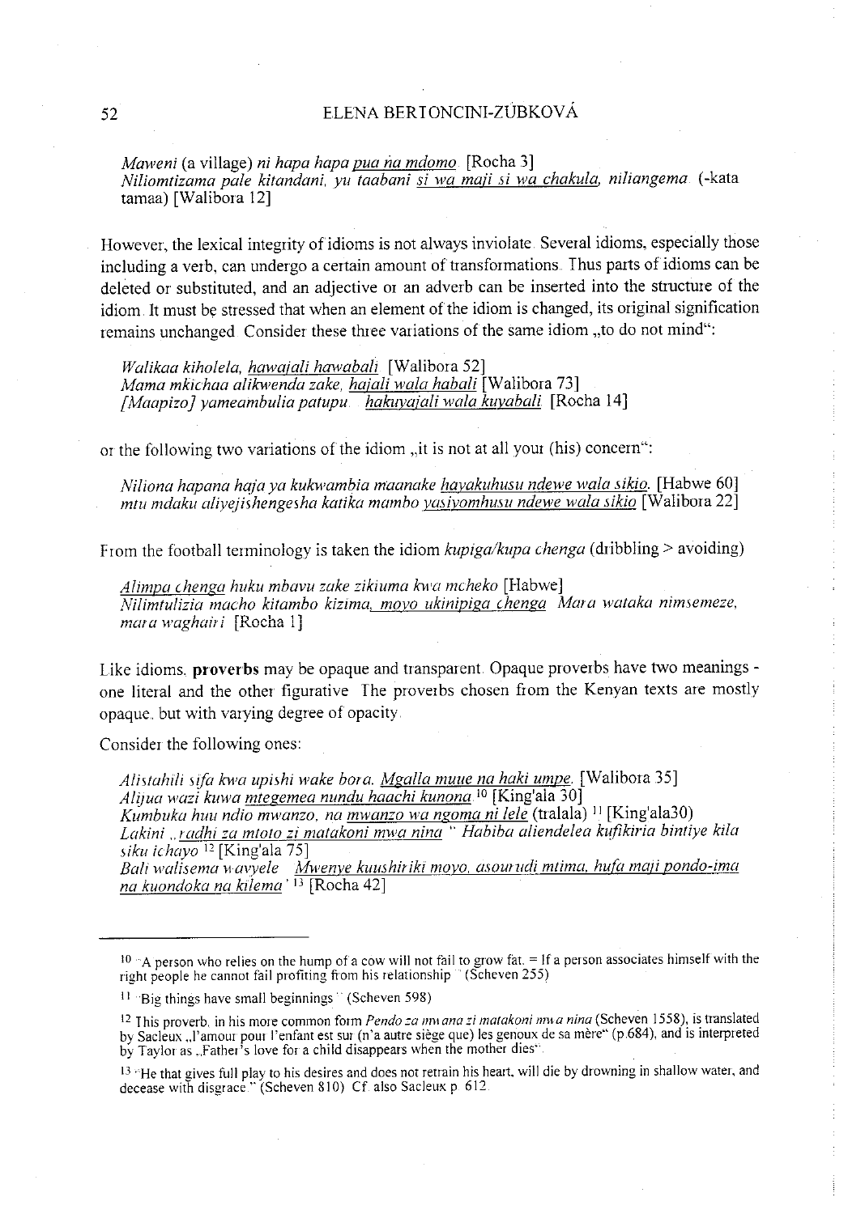*Maweni* (a village) *ni hapa hapa pua na mdomo* [Rocha 3]
*Niliomtizama pale kitandani, yu taabani si wa maji si wa chakula, niliangema* (-kata tamaa) [Walibora 12]

However, the lexical integrity of idioms is not always inviolate. Several idioms, especially those including a verb, can undergo a certain amount of transformations. Thus parts of idioms can be deleted or substituted, and an adjective or an adverb can be inserted into the structure of the idiom. It must be stressed that when an element of the idiom is changed, its original signification remains unchanged. Consider these three variations of the same idiom „to do not mind":

*Walikaa kiholela, hawajali hawabali* [Walibora 52]
*Mama mkichaa alikwenda zake, hajali wala habali* [Walibora 73]
*[Maapizo] yameambulia patupu. hakuyajali wala kuyabali* [Rocha 14]

or the following two variations of the idiom „it is not at all your (his) concern":

*Niliona hapana haja ya kukwambia maanake hayakuhusu ndewe wala sikio.* [Habwe 60]
*mtu mdaku aliyejishengesha katika mambo yasiyomhusu ndewe wala sikio* [Walibora 22]

From the football terminology is taken the idiom *kupiga/kupa chenga* (dribbling > avoiding)

*Alimpa chenga huku mbavu zake zikiuma kwa mcheko* [Habwe]
*Nilimtulizia macho kitambo kizima, moyo ukinipiga chenga. Mara wataka nimsemeze, mara waghairi* [Rocha 1]

Like idioms, **proverbs** may be opaque and transparent. Opaque proverbs have two meanings - one literal and the other figurative. The proverbs chosen from the Kenyan texts are mostly opaque, but with varying degree of opacity.

Consider the following ones:

*Alistahili sifa kwa upishi wake bora. Mgalla muue na haki umpe.* [Walibora 35]
*Alijua wazi kuwa mtegemea nundu haachi kunona* [10] [King'ala 30]
*Kumbuka huu ndio mwanzo, na mwanzo wa ngoma ni lele* (tralala) [11] [King'ala30)
*Lakini „radhi za mtoto zi matakoni mwa nina" Habiba aliendelea kufikiria bintiye kila siku ichayo* [12] [King'ala 75]
*Bali walisema wavyele Mwenye kuushiriki moyo, asoutudi mtima, hufa maji pondo-ima na kuondoka na kilema* ' [13] [Rocha 42]

---

[10] "A person who relies on the hump of a cow will not fail to grow fat. = If a person associates himself with the right people he cannot fail profiting from his relationship" (Scheven 255)

[11] "Big things have small beginnings" (Scheven 598)

[12] This proverb, in his more common form *Pendo za mwana zi matakoni mwa nina* (Scheven 1558), is translated by Sacleux „l'amour pour l'enfant est sur (n'a autre siège que) les genoux de sa mère" (p.684), and is interpreted by Taylor as „Father's love for a child disappears when the mother dies".

[13] "He that gives full play to his desires and does not retrain his heart, will die by drowning in shallow water, and decease with disgrace." (Scheven 810) Cf. also Sacleux p. 612.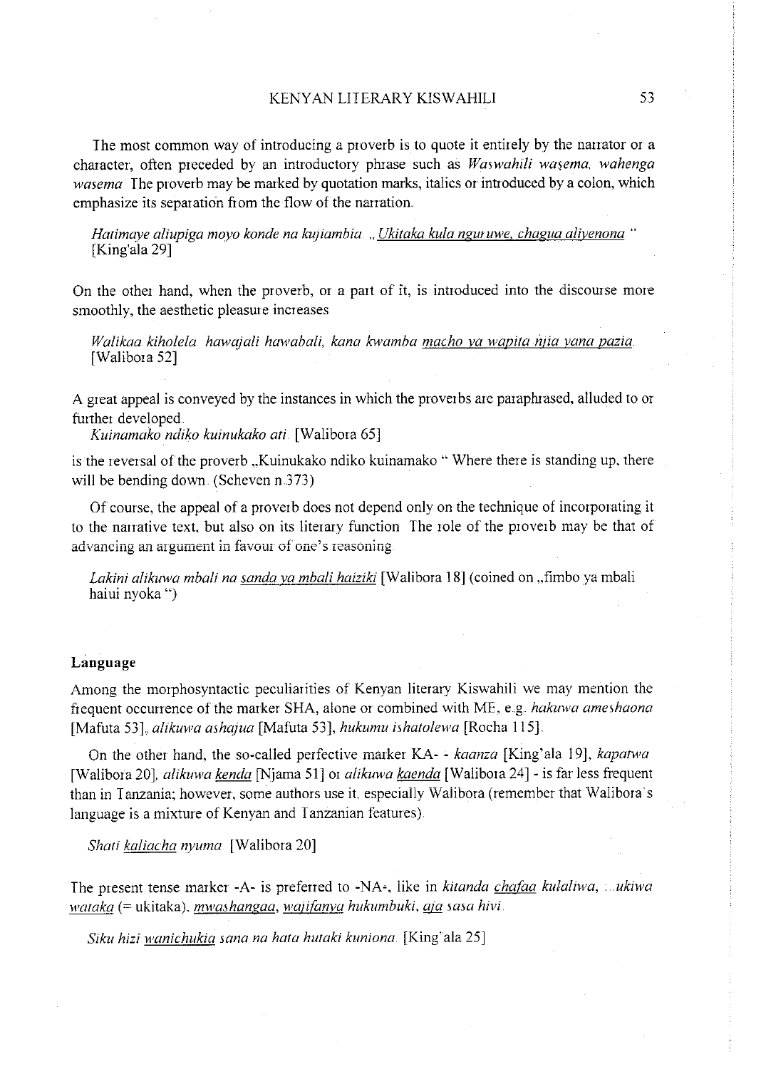The most common way of introducing a proverb is to quote it entirely by the narrator or a character, often preceded by an introductory phrase such as *Waswahili wasema, wahenga wasema* The proverb may be marked by quotation marks, italics or introduced by a colon, which emphasize its separation from the flow of the narration.

> *Hatimaye aliupiga moyo konde na kujiambia „<u>Ukitaka kula nguruwe, chagua aliyenona</u>"* [King'ala 29]

On the other hand, when the proverb, or a part of it, is introduced into the discourse more smoothly, the aesthetic pleasure increases

> *Walikaa kiholela hawajali hawabali, kana kwamba <u>macho ya wapita njia yana pazia</u>.* [Walibora 52]

A great appeal is conveyed by the instances in which the proverbs are paraphrased, alluded to or further developed.

*Kuinamako ndiko kuinukako ati* [Walibora 65]

is the reversal of the proverb „Kuinukako ndiko kuinamako " Where there is standing up, there will be bending down. (Scheven n.373)

Of course, the appeal of a proverb does not depend only on the technique of incorporating it to the narrative text, but also on its literary function The role of the proverb may be that of advancing an argument in favour of one's reasoning

> *Lakini alikuwa mbali na <u>sanda ya mbali haiziki</u>* [Walibora 18] (coined on „fimbo ya mbali haiui nyoka ")

## Language

Among the morphosyntactic peculiarities of Kenyan literary Kiswahili we may mention the frequent occurrence of the marker SHA, alone or combined with ME, e.g. *hakuwa ameshaona* [Mafuta 53], *alikuwa ashajua* [Mafuta 53], *hukumu ishatolewa* [Rocha 115].

On the other hand, the so-called perfective marker KA- - *kaanza* [King'ala 19], *kapatwa* [Walibora 20], *alikuwa <u>kenda</u>* [Njama 51] or *alikuwa <u>kaenda</u>* [Walibora 24] - is far less frequent than in Tanzania; however, some authors use it, especially Walibora (remember that Walibora's language is a mixture of Kenyan and Tanzanian features).

> *Shati <u>kaliacha</u> nyuma* [Walibora 20]

The present tense marker -A- is preferred to -NA-, like in *kitanda <u>chafaa</u> kulaliwa, ...ukiwa <u>wataka</u>* (= ukitaka), *<u>mwashangaa</u>, <u>wajifanya</u> hukumbuki, <u>aja</u> sasa hivi.*

> *Siku hizi <u>wanichukia</u> sana na hata hutaki kuniona.* [King'ala 25]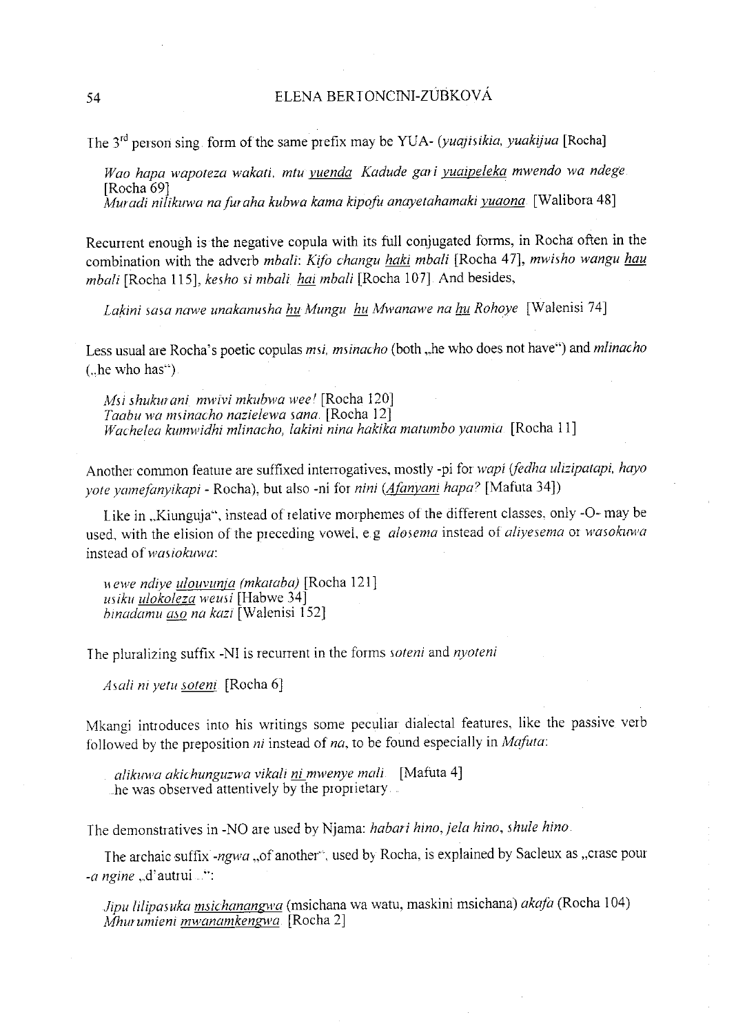The 3[rd] person sing. form of the same prefix may be YUA- (*yuajisikia, yuakijua* [Rocha]

> *Wao hapa wapoteza wakati, mtu yuenda. Kadude gari yuaipeleka mwendo wa ndege.* [Rocha 69]
> *Muradi nilikuwa na furaha kubwa kama kipofu anayetahamaki yuaona.* [Walibora 48]

Recurrent enough is the negative copula with its full conjugated forms, in Rocha often in the combination with the adverb *mbali*: *Kifo changu haki mbali* [Rocha 47], *mwisho wangu hau mbali* [Rocha 115], *kesho si mbali hai mbali* [Rocha 107]. And besides,

> *Lakini sasa nawe unakanusha hu Mungu hu Mwanawe na hu Rohoye* [Walenisi 74]

Less usual are Rocha's poetic copulas *msi, msinacho* (both „he who does not have") and *mlinacho* („he who has")

> *Msi shukurani mwivi mkubwa wee!* [Rocha 120]
> *Taabu wa msinacho nazielewa sana.* [Rocha 12]
> *Wachelea kumwidhi mlinacho, lakini nina hakika matumbo yaumia.* [Rocha 11]

Another common feature are suffixed interrogatives, mostly -pi for *wapi* (*fedha ulizipatapi, hayo yote yamefanyikapi* - Rocha), but also -ni for *nini* (*Afanyani hapa?* [Mafuta 34])

Like in „Kiunguja", instead of relative morphemes of the different classes, only -O- may be used, with the elision of the preceding vowel, e.g. *alosema* instead of *aliyesema* or *wasokuwa* instead of *wasiokuwa*:

> *wewe ndiye ulouvunja (mkataba)* [Rocha 121]
> *usiku ulokoleza weusi* [Habwe 34]
> *binadamu aso na kazi* [Walenisi 152]

The pluralizing suffix -NI is recurrent in the forms *soteni* and *nyoteni*

> *Asali ni yetu soteni.* [Rocha 6]

Mkangi introduces into his writings some peculiar dialectal features, like the passive verb followed by the preposition *ni* instead of *na*, to be found especially in *Mafuta*:

> *alikuwa akichunguzwa vikali ni mwenye mali.* [Mafuta 4]
> ...he was observed attentively by the proprietary...

The demonstratives in -NO are used by Njama: *habari hino, jela hino, shule hino.*

The archaic suffix *-ngwa* „of another", used by Rocha, is explained by Sacleux as „crase pour *-a ngine* „d'autrui ...":

> *Jipu lilipasuka msichanangwa* (msichana wa watu, maskini msichana) *akafa* (Rocha 104)
> *Mhurumieni mwanamkengwa.* [Rocha 2]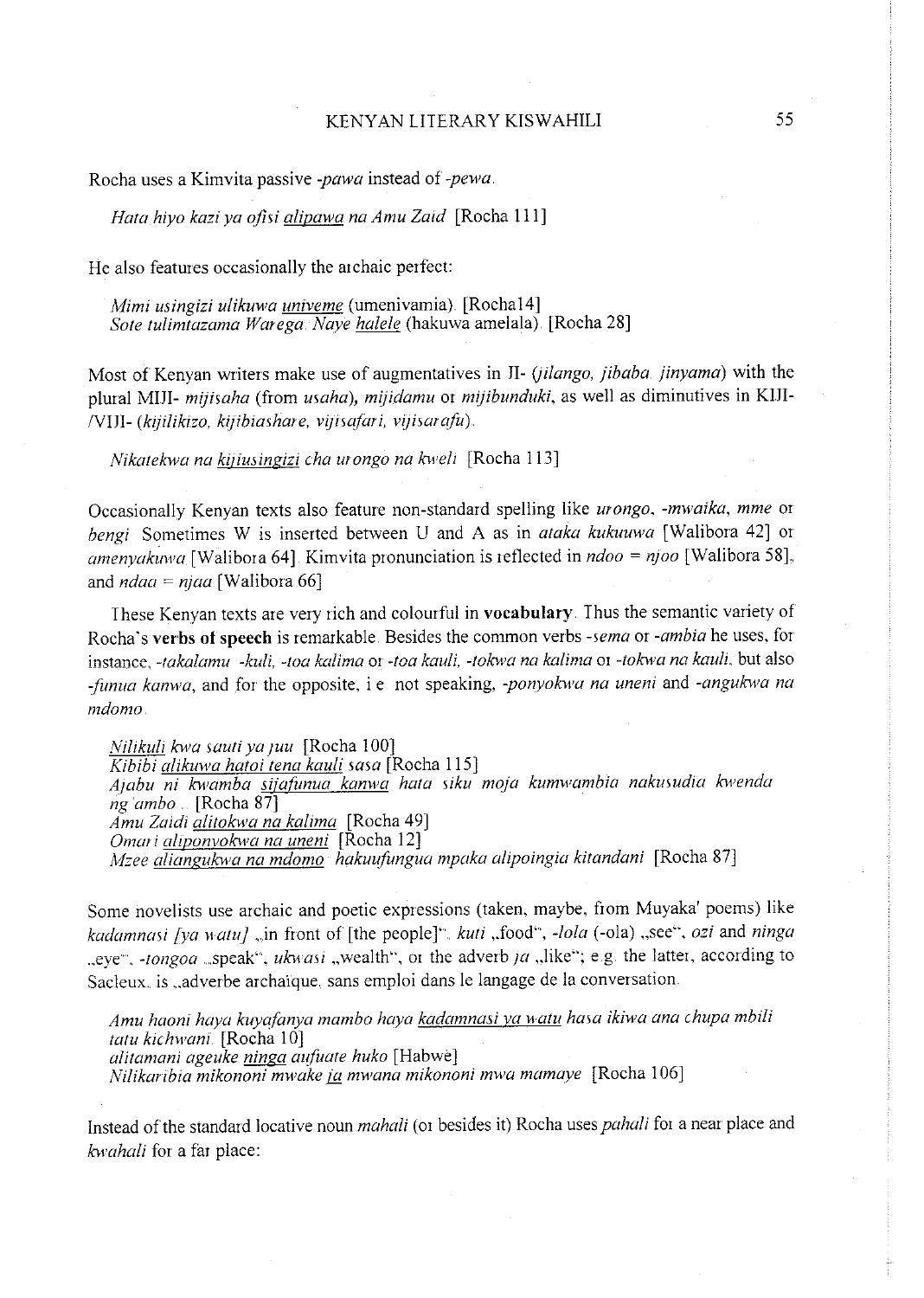Rocha uses a Kimvita passive *-pawa* instead of *-pewa*.

> *Hata hiyo kazi ya ofisi alipawa na Amu Zaid* [Rocha 111]

He also features occasionally the archaic perfect:

> *Mimi usingizi ulikuwa univeme* (umenivamia). [Rocha14]
> *Sote tulimtazama Warega. Naye halele* (hakuwa amelala). [Rocha 28]

Most of Kenyan writers make use of augmentatives in JI- (*jilango, jibaba, jinyama*) with the plural MIJI- *mijisaha* (from *usaha*), *mijidamu* or *mijibunduki*, as well as diminutives in KIJI-/VIJI- (*kijilikizo, kijibiashare, vijisafari, vijisarafu*).

> *Nikatekwa na kijiusingizi cha urongo na kweli* [Rocha 113]

Occasionally Kenyan texts also feature non-standard spelling like *urongo*, *-mwaika*, *mme* or *bengi*. Sometimes W is inserted between U and A as in *ataka kukuuwa* [Walibora 42] or *amenyakuwa* [Walibora 64]. Kimvita pronunciation is reflected in *ndoo* = *njoo* [Walibora 58], and *ndaa* = *njaa* [Walibora 66]

These Kenyan texts are very rich and colourful in **vocabulary**. Thus the semantic variety of Rocha's **verbs of speech** is remarkable. Besides the common verbs *-sema* or *-ambia* he uses, for instance, *-takalamu -kuli, -toa kalima* or *-toa kauli, -tokwa na kalima* or *-tokwa na kauli*, but also *-funua kanwa*, and for the opposite, i.e. not speaking, *-ponyokwa na uneni* and *-angukwa na mdomo*.

> *Nilikuli kwa sauti ya juu* [Rocha 100]
> *Kibibi alikuwa hatoi tena kauli sasa* [Rocha 115]
> *Ajabu ni kwamba sijafunua kanwa hata siku moja kumwambia nakusudia kwenda ng'ambo* .. [Rocha 87]
> *Amu Zaidi alitokwa na kalima* [Rocha 49]
> *Omari aliponyokwa na uneni* [Rocha 12]
> *Mzee aliangukwa na mdomo hakuufungua mpaka alipoingia kitandani* [Rocha 87]

Some novelists use archaic and poetic expressions (taken, maybe, from Muyaka' poems) like *kadamnasi [ya watu]* „in front of [the people]", *kuti* „food", *-lola* (-ola) „see", *ozi* and *ninga* „eye", *-tongoa* „speak", *ukwasi* „wealth", or the adverb *ja* „like"; e.g. the latter, according to Sacleux, is „adverbe archaïque, sans emploi dans le langage de la conversation.

> *Amu haoni haya kuyafanya mambo haya kadamnasi ya watu hasa ikiwa ana chupa mbili tatu kichwani* [Rocha 10]
> *alitamani ageuke ninga aufuate huko* [Habwe]
> *Nilikaribia mikononi mwake ja mwana mikononi mwa mamaye* [Rocha 106]

Instead of the standard locative noun *mahali* (or besides it) Rocha uses *pahali* for a near place and *kwahali* for a far place: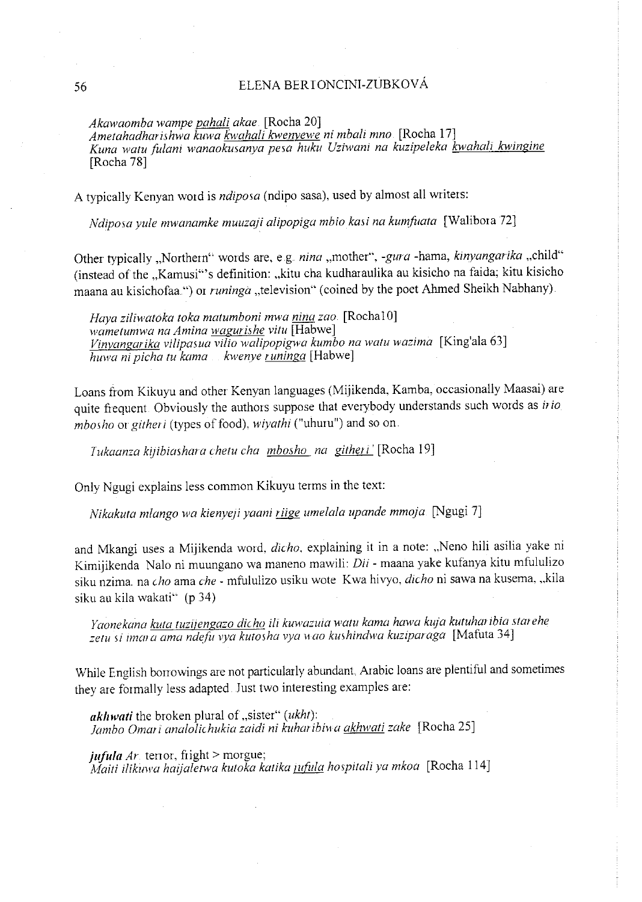*Akawaomba wampe pahali akae.* [Rocha 20]
*Ametahadharishwa kuwa kwahali kwenyewe ni mbali mno.* [Rocha 17]
*Kuna watu fulani wanaokusanya pesa huku Uziwani na kuzipeleka kwahali kwingine* [Rocha 78]

A typically Kenyan word is *ndiposa* (ndipo sasa), used by almost all writers:

*Ndiposa yule mwanamke muuzaji alipopiga mbio kasi na kumfuata* [Walibora 72]

Other typically „Northern" words are, e.g. *nina* „mother", *-gura* -hama, *kinyangarika* „child" (instead of the „Kamusi"'s definition: „kitu cha kudharaulika au kisicho na faida; kitu kisicho maana au kisichofaa.") or *runinga* „television" (coined by the poet Ahmed Sheikh Nabhany).

*Haya ziliwatoka toka matumboni mwa nina zao.* [Rocha10]
*wametumwa na Amina wagurishe vitu* [Habwe]
*Vinyangarika vilipasua vilio walipopigwa kumbo na watu wazima* [King'ala 63]
*huwa ni picha tu kama ... kwenye runinga* [Habwe]

Loans from Kikuyu and other Kenyan languages (Mijikenda, Kamba, occasionally Maasai) are quite frequent. Obviously the authors suppose that everybody understands such words as *irio, mbosho* or *githeri* (types of food), *wiyathi* ("uhuru") and so on.

*Tukaanza kijibiashara chetu cha mbosho na githeri* [Rocha 19]

Only Ngugi explains less common Kikuyu terms in the text:

*Nikakuta mlango wa kienyeji yaani riige umelala upande mmoja* [Ngugi 7]

and Mkangi uses a Mijikenda word, *dicho*, explaining it in a note: „Neno hili asilia yake ni Kimijikenda. Nalo ni muungano wa maneno mawili: *Dii* - maana yake kufanya kitu mfululizo siku nzima. na *cho* ama *che* - mfululizo usiku wote. Kwa hivyo, *dicho* ni sawa na kusema, „kila siku au kila wakati" (p 34)

*Yaonekana kuta tuzijengazo dicho ili kuwazuia watu kama hawa kuja kutuharibia starehe zetu si imara ama ndefu vya kutosha vya wao kushindwa kuziparaga* [Mafuta 34]

While English borrowings are not particularly abundant, Arabic loans are plentiful and sometimes they are formally less adapted. Just two interesting examples are:

***akhwati*** the broken plural of „sister" (*ukht*):
*Jambo Omari analolichukia zaidi ni kuharibiwa akhwati zake* [Rocha 25]

***jufula*** *Ar.* terror, fright > morgue;
*Maiti ilikuwa haijaletwa kutoka katika jufula hospitali ya mkoa* [Rocha 114]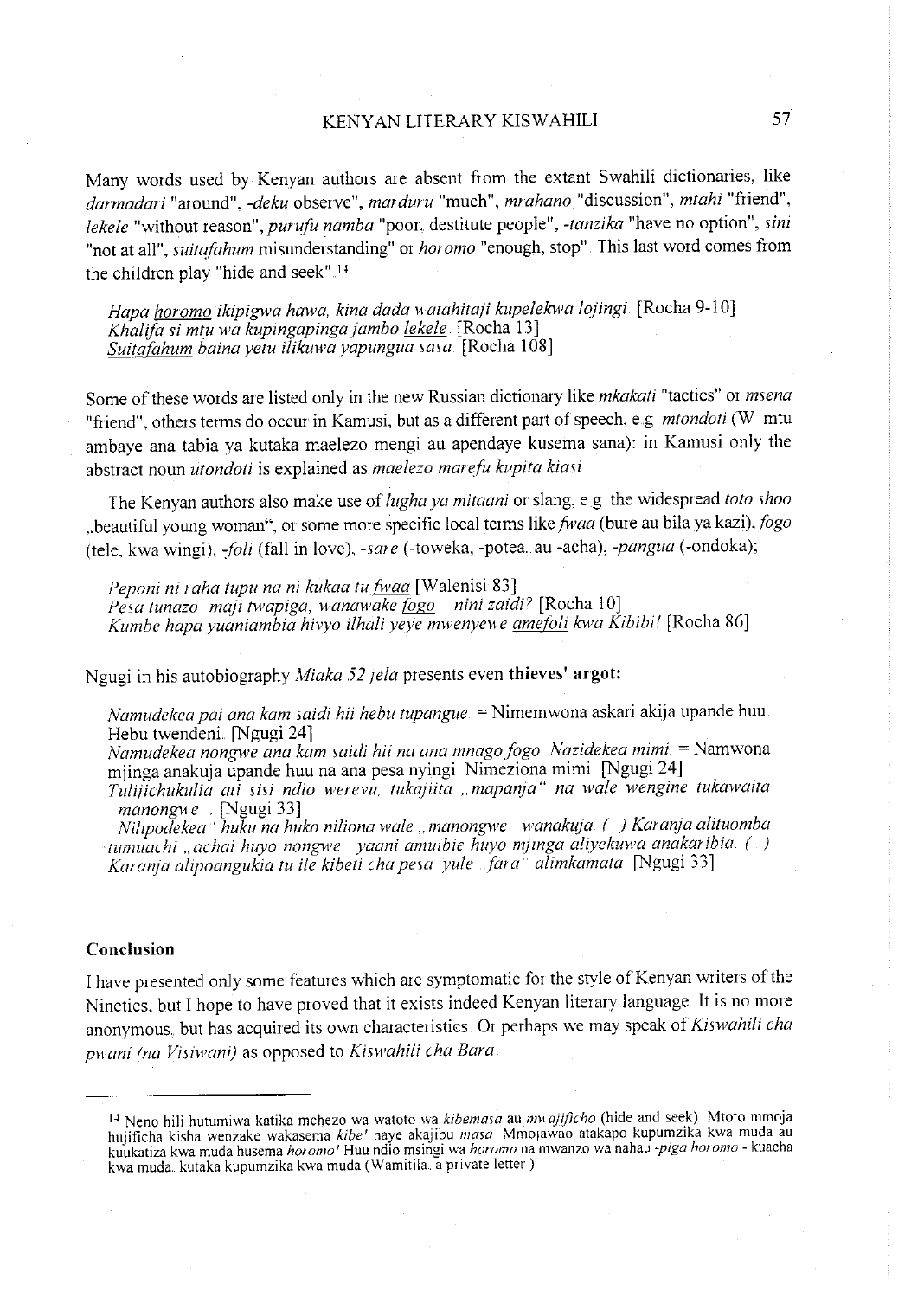Many words used by Kenyan authors are absent from the extant Swahili dictionaries, like *darmadari* "around", *-deku* observe", *marduru* "much", *mrahano* "discussion", *mtahi* "friend", *lekele* "without reason", *purufu namba* "poor, destitute people", *-tanzika* "have no option", *sini* "not at all", *suitafahum* misunderstanding" or *horomo* "enough, stop". This last word comes from the children play "hide and seek".[14]

> *Hapa <u>horomo</u> ikipigwa hawa, kina dada watahitaji kupelekwa lojingi* [Rocha 9-10]
> *Khalifa si mtu wa kupingapinga jambo <u>lekele</u>* [Rocha 13]
> *<u>Suitafahum</u> baina yetu ilikuwa yapungua sasa* [Rocha 108]

Some of these words are listed only in the new Russian dictionary like *mkakati* "tactics" or *msena* "friend", others terms do occur in Kamusi, but as a different part of speech, e.g. *mtondoti* (W mtu ambaye ana tabia ya kutaka maelezo mengi au apendaye kusema sana): in Kamusi only the abstract noun *utondoti* is explained as *maelezo marefu kupita kiasi*

The Kenyan authors also make use of *lugha ya mitaani* or slang, e.g. the widespread *toto shoo* „beautiful young woman", or some more specific local terms like *fwaa* (bure au bila ya kazi), *fogo* (tele, kwa wingi), *-foli* (fall in love), *-sare* (-toweka, -potea, au -acha), *-pangua* (-ondoka);

> *Peponi ni raha tupu na ni kukaa tu <u>fwaa</u>* [Walenisi 83]
> *Pesa tunazo maji twapiga; wanawake <u>fogo</u> nini zaidi?* [Rocha 10]
> *Kumbe hapa yuaniambia hivyo ilhali yeye mwenyewe <u>amefoli</u> kwa Kibibi!* [Rocha 86]

Ngugi in his autobiography *Miaka 52 jela* presents even **thieves' argot:**

> *Namudekea pai ana kam saidi hii hebu tupangue.* = Nimemwona askari akija upande huu. Hebu twendeni. [Ngugi 24]
> *Namudekea nongwe ana kam saidi hii na ana mnago fogo. Nazidekea mimi.* = Namwona mjinga anakuja upande huu na ana pesa nyingi. Nimeziona mimi. [Ngugi 24]
> *Tulijichukulia ati sisi ndio werevu, tukajiita „mapanja" na wale wengine tukawaita manongwe.* [Ngugi 33]
> *Nilipodekea " huku na huko niliona wale „manongwe" wanakuja. ( ) Karanja alituomba tumuachi „achai huyo nongwe" yaani amuibie huyo mjinga aliyekuwa anakaribia. ( ) Karanja alipoangukia tu ile kibeti cha pesa yule „fara" alimkamata* [Ngugi 33]

## Conclusion

I have presented only some features which are symptomatic for the style of Kenyan writers of the Nineties, but I hope to have proved that it exists indeed Kenyan literary language. It is no more anonymous, but has acquired its own characteristics. Or perhaps we may speak of *Kiswahili cha pwani (na Visiwani)* as opposed to *Kiswahili cha Bara*.

---

[14] Neno hili hutumiwa katika mchezo wa watoto wa *kibemasa* au *mwajificho* (hide and seek). Mtoto mmoja hujificha kisha wenzake wakasema *kibe'* naye akajibu *masa*. Mmojawao atakapo kupumzika kwa muda au kuukatiza kwa muda husema *horomo'* Huu ndio msingi wa *horomo* na mwanzo wa nahau *-piga horomo* - kuacha kwa muda, kutaka kupumzika kwa muda (Wamitila, a private letter.)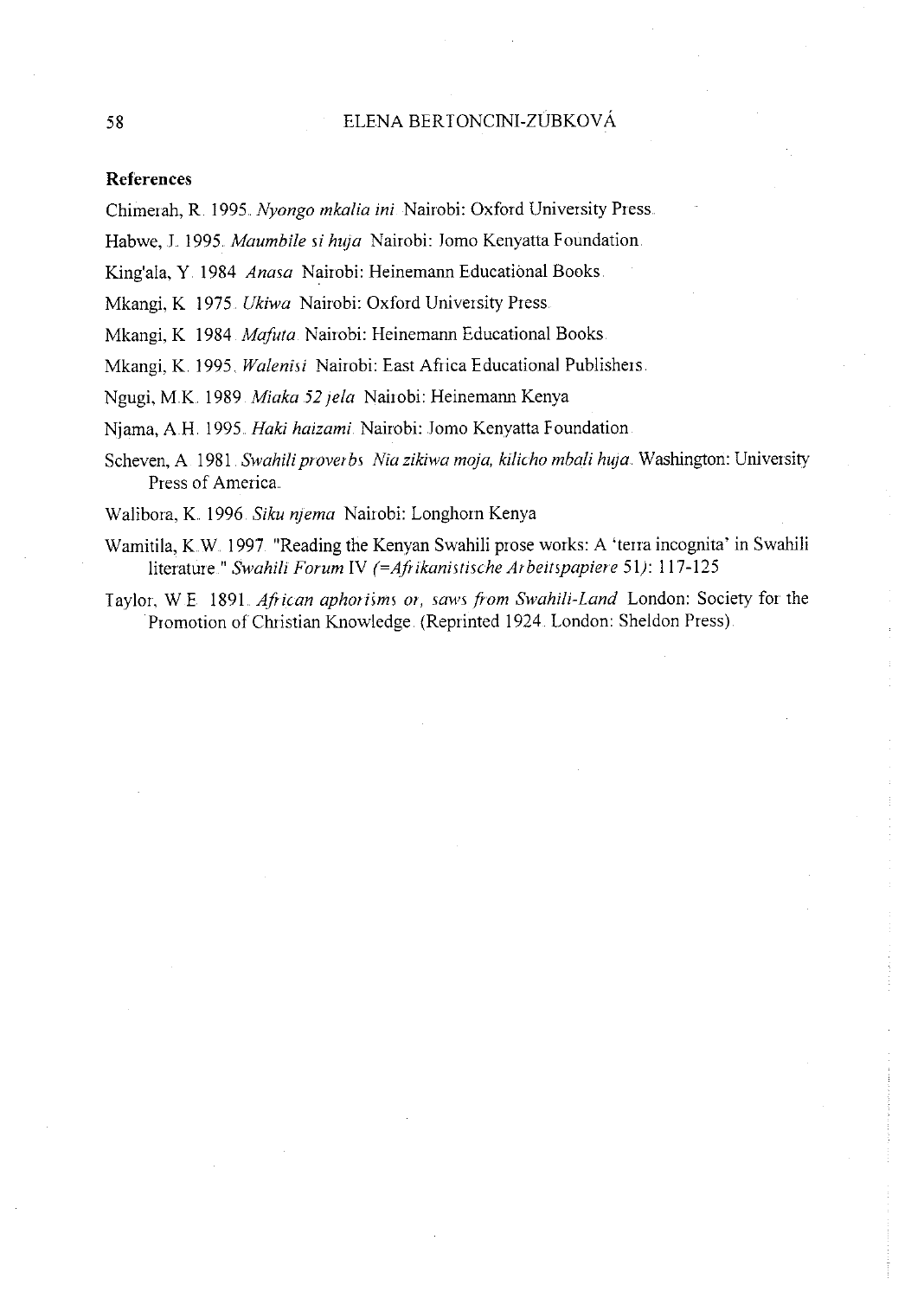### References

Chimerah, R. 1995. *Nyongo mkalia ini*. Nairobi: Oxford University Press.

Habwe, J. 1995. *Maumbile si huja*. Nairobi: Jomo Kenyatta Foundation.

King'ala, Y. 1984. *Anasa*. Nairobi: Heinemann Educational Books.

Mkangi, K. 1975. *Ukiwa*. Nairobi: Oxford University Press.

Mkangi, K. 1984. *Mafuta*. Nairobi: Heinemann Educational Books.

Mkangi, K. 1995. *Walenisi*. Nairobi: East Africa Educational Publishers.

Ngugi, M.K. 1989. *Miaka 52 jela*. Nairobi: Heinemann Kenya.

Njama, A.H. 1995. *Haki haizami*. Nairobi: Jomo Kenyatta Foundation.

Scheven, A. 1981. *Swahili proverbs. Nia zikiwa moja, kilicho mbali huja*. Washington: University Press of America.

Walibora, K. 1996. *Siku njema*. Nairobi: Longhorn Kenya.

Wamitila, K.W. 1997. "Reading the Kenyan Swahili prose works: A 'terra incognita' in Swahili literature." *Swahili Forum* IV *(=Afrikanistische Arbeitspapiere* 51*)*: 117-125.

Taylor, W.E. 1891. *African aphorisms or, saws from Swahili-Land*. London: Society for the Promotion of Christian Knowledge. (Reprinted 1924. London: Sheldon Press).